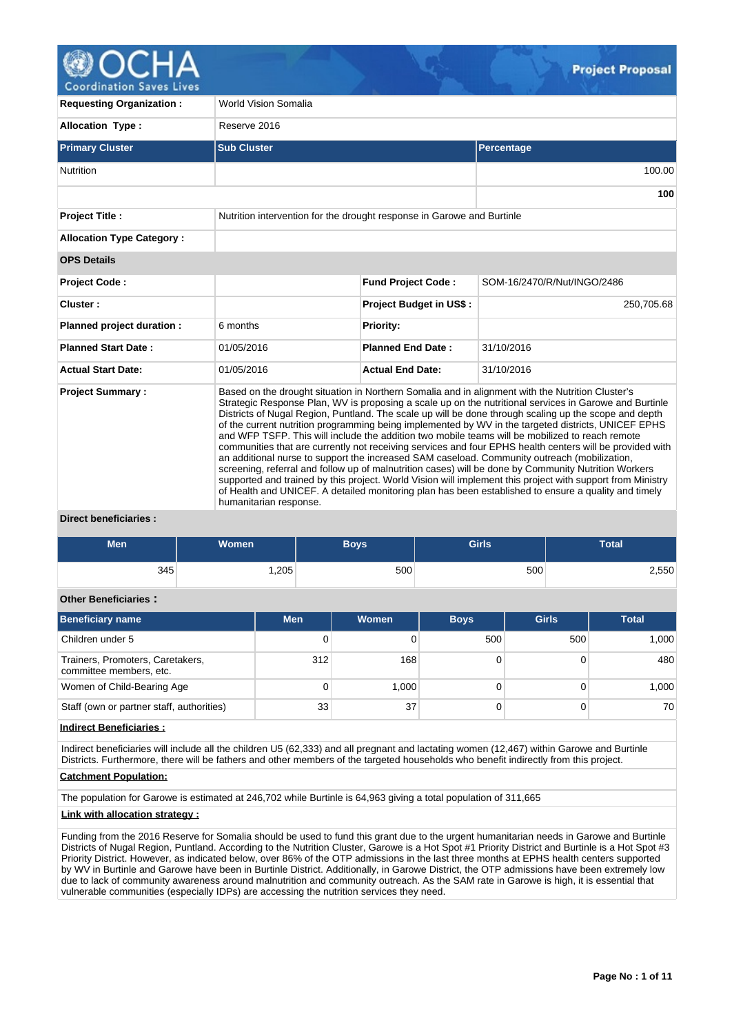# Project Proposal

| | |
|---|---|
| **Requesting Organization :** | World Vision Somalia |
| **Allocation Type :** | Reserve 2016 |

| Primary Cluster | Sub Cluster | Percentage |
|---|---|---|
| Nutrition | | 100.00 |
| | | **100** |

| | |
|---|---|
| **Project Title :** | Nutrition intervention for the drought response in Garowe and Burtinle |
| **Allocation Type Category :** | |

**OPS Details**

| | | | |
|---|---|---|---|
| **Project Code :** | | **Fund Project Code :** | SOM-16/2470/R/Nut/INGO/2486 |
| **Cluster :** | | **Project Budget in US$ :** | 250,705.68 |
| **Planned project duration :** | 6 months | **Priority:** | |
| **Planned Start Date :** | 01/05/2016 | **Planned End Date :** | 31/10/2016 |
| **Actual Start Date:** | 01/05/2016 | **Actual End Date:** | 31/10/2016 |

**Project Summary :**

Based on the drought situation in Northern Somalia and in alignment with the Nutrition Cluster's Strategic Response Plan, WV is proposing a scale up on the nutritional services in Garowe and Burtinle Districts of Nugal Region, Puntland. The scale up will be done through scaling up the scope and depth of the current nutrition programming being implemented by WV in the targeted districts, UNICEF EPHS and WFP TSFP. This will include the addition two mobile teams will be mobilized to reach remote communities that are currently not receiving services and four EPHS health centers will be provided with an additional nurse to support the increased SAM caseload. Community outreach (mobilization, screening, referral and follow up of malnutrition cases) will be done by Community Nutrition Workers supported and trained by this project. World Vision will implement this project with support from Ministry of Health and UNICEF. A detailed monitoring plan has been established to ensure a quality and timely humanitarian response.

**Direct beneficiaries :**

| Men | Women | Boys | Girls | Total |
|---|---|---|---|---|
| 345 | 1,205 | 500 | 500 | 2,550 |

**Other Beneficiaries :**

| Beneficiary name | Men | Women | Boys | Girls | Total |
|---|---|---|---|---|---|
| Children under 5 | 0 | 0 | 500 | 500 | 1,000 |
| Trainers, Promoters, Caretakers, committee members, etc. | 312 | 168 | 0 | 0 | 480 |
| Women of Child-Bearing Age | 0 | 1,000 | 0 | 0 | 1,000 |
| Staff (own or partner staff, authorities) | 33 | 37 | 0 | 0 | 70 |

**Indirect Beneficiaries :**

Indirect beneficiaries will include all the children U5 (62,333) and all pregnant and lactating women (12,467) within Garowe and Burtinle Districts. Furthermore, there will be fathers and other members of the targeted households who benefit indirectly from this project.

**Catchment Population:**

The population for Garowe is estimated at 246,702 while Burtinle is 64,963 giving a total population of 311,665

**Link with allocation strategy :**

Funding from the 2016 Reserve for Somalia should be used to fund this grant due to the urgent humanitarian needs in Garowe and Burtinle Districts of Nugal Region, Puntland. According to the Nutrition Cluster, Garowe is a Hot Spot #1 Priority District and Burtinle is a Hot Spot #3 Priority District. However, as indicated below, over 86% of the OTP admissions in the last three months at EPHS health centers supported by WV in Burtinle and Garowe have been in Burtinle District. Additionally, in Garowe District, the OTP admissions have been extremely low due to lack of community awareness around malnutrition and community outreach. As the SAM rate in Garowe is high, it is essential that vulnerable communities (especially IDPs) are accessing the nutrition services they need.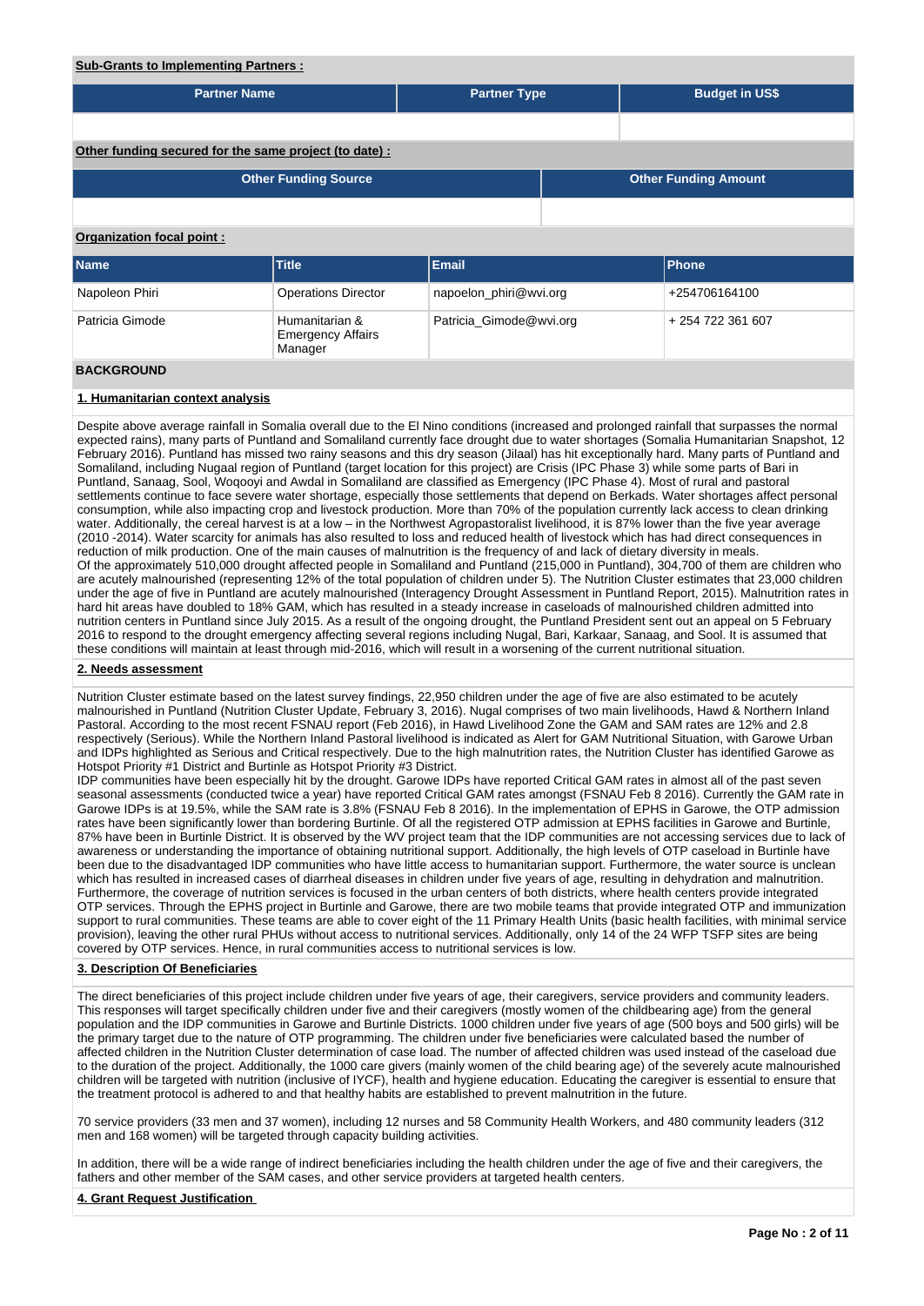**Sub-Grants to Implementing Partners :**

| Partner Name | Partner Type | Budget in US$ |
| --- | --- | --- |
| | | |

**Other funding secured for the same project (to date) :**

| Other Funding Source | Other Funding Amount |
| --- | --- |
| | |

**Organization focal point :**

| Name | Title | Email | Phone |
| --- | --- | --- | --- |
| Napoleon Phiri | Operations Director | napoelon_phiri@wvi.org | +254706164100 |
| Patricia Gimode | Humanitarian & Emergency Affairs Manager | Patricia_Gimode@wvi.org | + 254 722 361 607 |

## BACKGROUND

### 1. Humanitarian context analysis

Despite above average rainfall in Somalia overall due to the El Nino conditions (increased and prolonged rainfall that surpasses the normal expected rains), many parts of Puntland and Somaliland currently face drought due to water shortages (Somalia Humanitarian Snapshot, 12 February 2016). Puntland has missed two rainy seasons and this dry season (Jilaal) has hit exceptionally hard. Many parts of Puntland and Somaliland, including Nugaal region of Puntland (target location for this project) are Crisis (IPC Phase 3) while some parts of Bari in Puntland, Sanaag, Sool, Woqooyi and Awdal in Somaliland are classified as Emergency (IPC Phase 4). Most of rural and pastoral settlements continue to face severe water shortage, especially those settlements that depend on Berkads. Water shortages affect personal consumption, while also impacting crop and livestock production. More than 70% of the population currently lack access to clean drinking water. Additionally, the cereal harvest is at a low – in the Northwest Agropastoralist livelihood, it is 87% lower than the five year average (2010 -2014). Water scarcity for animals has also resulted to loss and reduced health of livestock which has had direct consequences in reduction of milk production. One of the main causes of malnutrition is the frequency of and lack of dietary diversity in meals.
Of the approximately 510,000 drought affected people in Somaliland and Puntland (215,000 in Puntland), 304,700 of them are children who are acutely malnourished (representing 12% of the total population of children under 5). The Nutrition Cluster estimates that 23,000 children under the age of five in Puntland are acutely malnourished (Interagency Drought Assessment in Puntland Report, 2015). Malnutrition rates in hard hit areas have doubled to 18% GAM, which has resulted in a steady increase in caseloads of malnourished children admitted into nutrition centers in Puntland since July 2015. As a result of the ongoing drought, the Puntland President sent out an appeal on 5 February 2016 to respond to the drought emergency affecting several regions including Nugal, Bari, Karkaar, Sanaag, and Sool. It is assumed that these conditions will maintain at least through mid-2016, which will result in a worsening of the current nutritional situation.

### 2. Needs assessment

Nutrition Cluster estimate based on the latest survey findings, 22,950 children under the age of five are also estimated to be acutely malnourished in Puntland (Nutrition Cluster Update, February 3, 2016). Nugal comprises of two main livelihoods, Hawd & Northern Inland Pastoral. According to the most recent FSNAU report (Feb 2016), in Hawd Livelihood Zone the GAM and SAM rates are 12% and 2.8 respectively (Serious). While the Northern Inland Pastoral livelihood is indicated as Alert for GAM Nutritional Situation, with Garowe Urban and IDPs highlighted as Serious and Critical respectively. Due to the high malnutrition rates, the Nutrition Cluster has identified Garowe as Hotspot Priority #1 District and Burtinle as Hotspot Priority #3 District.
IDP communities have been especially hit by the drought. Garowe IDPs have reported Critical GAM rates in almost all of the past seven seasonal assessments (conducted twice a year) have reported Critical GAM rates amongst (FSNAU Feb 8 2016). Currently the GAM rate in Garowe IDPs is at 19.5%, while the SAM rate is 3.8% (FSNAU Feb 8 2016). In the implementation of EPHS in Garowe, the OTP admission rates have been significantly lower than bordering Burtinle. Of all the registered OTP admission at EPHS facilities in Garowe and Burtinle, 87% have been in Burtinle District. It is observed by the WV project team that the IDP communities are not accessing services due to lack of awareness or understanding the importance of obtaining nutritional support. Additionally, the high levels of OTP caseload in Burtinle have been due to the disadvantaged IDP communities who have little access to humanitarian support. Furthermore, the water source is unclean which has resulted in increased cases of diarrheal diseases in children under five years of age, resulting in dehydration and malnutrition. Furthermore, the coverage of nutrition services is focused in the urban centers of both districts, where health centers provide integrated OTP services. Through the EPHS project in Burtinle and Garowe, there are two mobile teams that provide integrated OTP and immunization support to rural communities. These teams are able to cover eight of the 11 Primary Health Units (basic health facilities, with minimal service provision), leaving the other rural PHUs without access to nutritional services. Additionally, only 14 of the 24 WFP TSFP sites are being covered by OTP services. Hence, in rural communities access to nutritional services is low.

### 3. Description Of Beneficiaries

The direct beneficiaries of this project include children under five years of age, their caregivers, service providers and community leaders. This responses will target specifically children under five and their caregivers (mostly women of the childbearing age) from the general population and the IDP communities in Garowe and Burtinle Districts. 1000 children under five years of age (500 boys and 500 girls) will be the primary target due to the nature of OTP programming. The children under five beneficiaries were calculated based the number of affected children in the Nutrition Cluster determination of case load. The number of affected children was used instead of the caseload due to the duration of the project. Additionally, the 1000 care givers (mainly women of the child bearing age) of the severely acute malnourished children will be targeted with nutrition (inclusive of IYCF), health and hygiene education. Educating the caregiver is essential to ensure that the treatment protocol is adhered to and that healthy habits are established to prevent malnutrition in the future.

70 service providers (33 men and 37 women), including 12 nurses and 58 Community Health Workers, and 480 community leaders (312 men and 168 women) will be targeted through capacity building activities.

In addition, there will be a wide range of indirect beneficiaries including the health children under the age of five and their caregivers, the fathers and other member of the SAM cases, and other service providers at targeted health centers.

### 4. Grant Request Justification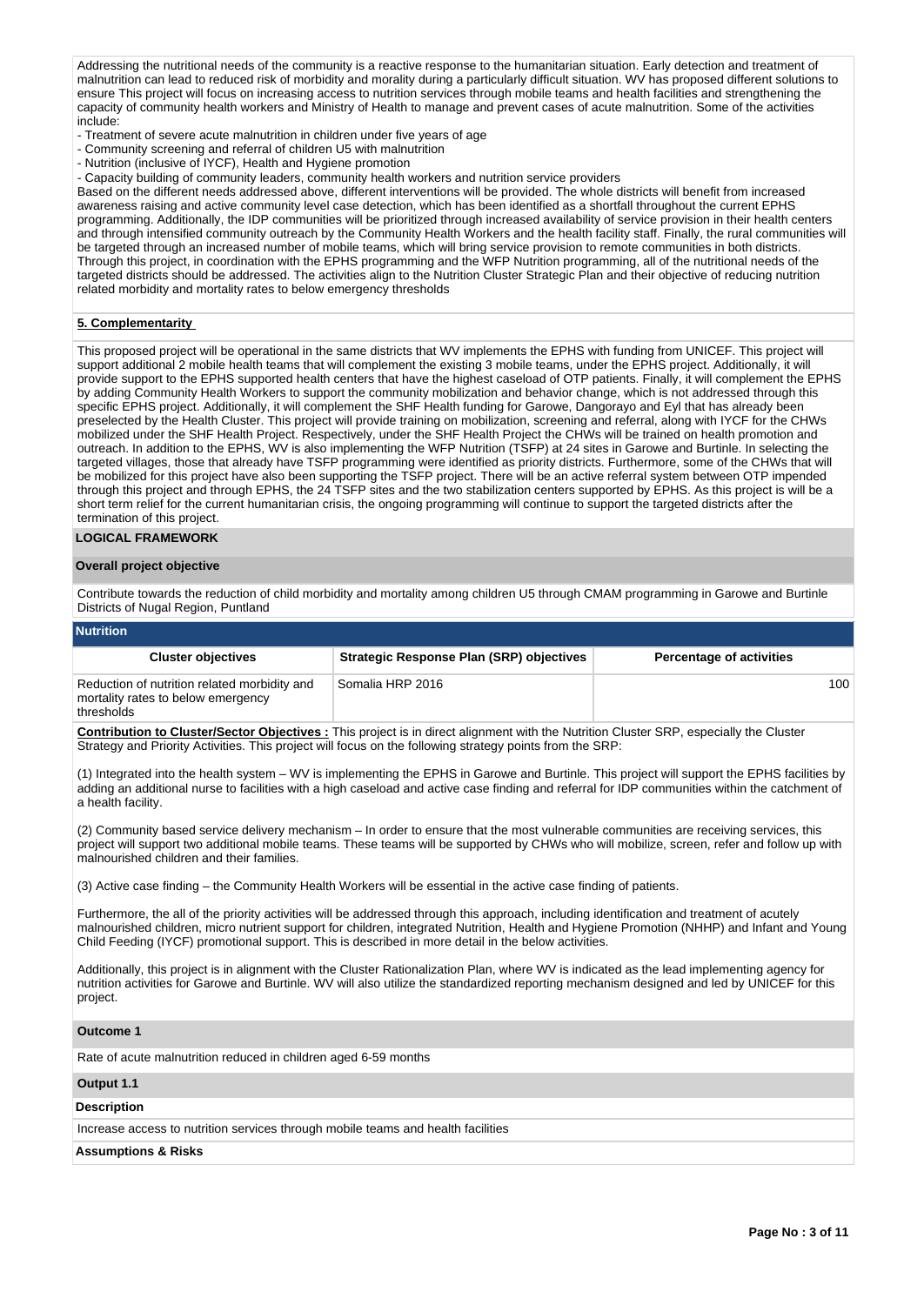Addressing the nutritional needs of the community is a reactive response to the humanitarian situation. Early detection and treatment of malnutrition can lead to reduced risk of morbidity and morality during a particularly difficult situation. WV has proposed different solutions to ensure This project will focus on increasing access to nutrition services through mobile teams and health facilities and strengthening the capacity of community health workers and Ministry of Health to manage and prevent cases of acute malnutrition. Some of the activities include:

- Treatment of severe acute malnutrition in children under five years of age
- Community screening and referral of children U5 with malnutrition
- Nutrition (inclusive of IYCF), Health and Hygiene promotion
- Capacity building of community leaders, community health workers and nutrition service providers

Based on the different needs addressed above, different interventions will be provided. The whole districts will benefit from increased awareness raising and active community level case detection, which has been identified as a shortfall throughout the current EPHS programming. Additionally, the IDP communities will be prioritized through increased availability of service provision in their health centers and through intensified community outreach by the Community Health Workers and the health facility staff. Finally, the rural communities will be targeted through an increased number of mobile teams, which will bring service provision to remote communities in both districts. Through this project, in coordination with the EPHS programming and the WFP Nutrition programming, all of the nutritional needs of the targeted districts should be addressed. The activities align to the Nutrition Cluster Strategic Plan and their objective of reducing nutrition related morbidity and mortality rates to below emergency thresholds

**5. Complementarity**

This proposed project will be operational in the same districts that WV implements the EPHS with funding from UNICEF. This project will support additional 2 mobile health teams that will complement the existing 3 mobile teams, under the EPHS project. Additionally, it will provide support to the EPHS supported health centers that have the highest caseload of OTP patients. Finally, it will complement the EPHS by adding Community Health Workers to support the community mobilization and behavior change, which is not addressed through this specific EPHS project. Additionally, it will complement the SHF Health funding for Garowe, Dangorayo and Eyl that has already been preselected by the Health Cluster. This project will provide training on mobilization, screening and referral, along with IYCF for the CHWs mobilized under the SHF Health Project. Respectively, under the SHF Health Project the CHWs will be trained on health promotion and outreach. In addition to the EPHS, WV is also implementing the WFP Nutrition (TSFP) at 24 sites in Garowe and Burtinle. In selecting the targeted villages, those that already have TSFP programming were identified as priority districts. Furthermore, some of the CHWs that will be mobilized for this project have also been supporting the TSFP project. There will be an active referral system between OTP impended through this project and through EPHS, the 24 TSFP sites and the two stabilization centers supported by EPHS. As this project is will be a short term relief for the current humanitarian crisis, the ongoing programming will continue to support the targeted districts after the termination of this project.

## LOGICAL FRAMEWORK

### Overall project objective

Contribute towards the reduction of child morbidity and mortality among children U5 through CMAM programming in Garowe and Burtinle Districts of Nugal Region, Puntland

### Nutrition

| Cluster objectives | Strategic Response Plan (SRP) objectives | Percentage of activities |
|---|---|---|
| Reduction of nutrition related morbidity and mortality rates to below emergency thresholds | Somalia HRP 2016 | 100 |

**Contribution to Cluster/Sector Objectives :** This project is in direct alignment with the Nutrition Cluster SRP, especially the Cluster Strategy and Priority Activities. This project will focus on the following strategy points from the SRP:

(1) Integrated into the health system – WV is implementing the EPHS in Garowe and Burtinle. This project will support the EPHS facilities by adding an additional nurse to facilities with a high caseload and active case finding and referral for IDP communities within the catchment of a health facility.

(2) Community based service delivery mechanism – In order to ensure that the most vulnerable communities are receiving services, this project will support two additional mobile teams. These teams will be supported by CHWs who will mobilize, screen, refer and follow up with malnourished children and their families.

(3) Active case finding – the Community Health Workers will be essential in the active case finding of patients.

Furthermore, the all of the priority activities will be addressed through this approach, including identification and treatment of acutely malnourished children, micro nutrient support for children, integrated Nutrition, Health and Hygiene Promotion (NHHP) and Infant and Young Child Feeding (IYCF) promotional support. This is described in more detail in the below activities.

Additionally, this project is in alignment with the Cluster Rationalization Plan, where WV is indicated as the lead implementing agency for nutrition activities for Garowe and Burtinle. WV will also utilize the standardized reporting mechanism designed and led by UNICEF for this project.

### Outcome 1

Rate of acute malnutrition reduced in children aged 6-59 months

### Output 1.1

**Description**

Increase access to nutrition services through mobile teams and health facilities

**Assumptions & Risks**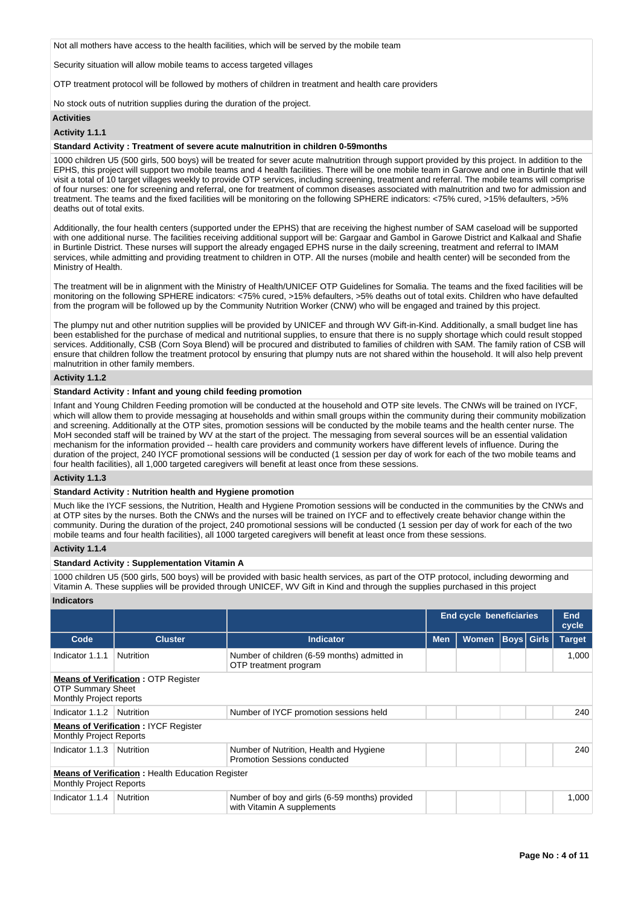Not all mothers have access to the health facilities, which will be served by the mobile team

Security situation will allow mobile teams to access targeted villages

OTP treatment protocol will be followed by mothers of children in treatment and health care providers

No stock outs of nutrition supplies during the duration of the project.

**Activities**

**Activity 1.1.1**

**Standard Activity : Treatment of severe acute malnutrition in children 0-59months**

1000 children U5 (500 girls, 500 boys) will be treated for sever acute malnutrition through support provided by this project. In addition to the EPHS, this project will support two mobile teams and 4 health facilities. There will be one mobile team in Garowe and one in Burtinle that will visit a total of 10 target villages weekly to provide OTP services, including screening, treatment and referral. The mobile teams will comprise of four nurses: one for screening and referral, one for treatment of common diseases associated with malnutrition and two for admission and treatment. The teams and the fixed facilities will be monitoring on the following SPHERE indicators: <75% cured, >15% defaulters, >5% deaths out of total exits.

Additionally, the four health centers (supported under the EPHS) that are receiving the highest number of SAM caseload will be supported with one additional nurse. The facilities receiving additional support will be: Gargaar and Gambol in Garowe District and Kalkaal and Shafie in Burtinle District. These nurses will support the already engaged EPHS nurse in the daily screening, treatment and referral to IMAM services, while admitting and providing treatment to children in OTP. All the nurses (mobile and health center) will be seconded from the Ministry of Health.

The treatment will be in alignment with the Ministry of Health/UNICEF OTP Guidelines for Somalia. The teams and the fixed facilities will be monitoring on the following SPHERE indicators: <75% cured, >15% defaulters, >5% deaths out of total exits. Children who have defaulted from the program will be followed up by the Community Nutrition Worker (CNW) who will be engaged and trained by this project.

The plumpy nut and other nutrition supplies will be provided by UNICEF and through WV Gift-in-Kind. Additionally, a small budget line has been established for the purchase of medical and nutritional supplies, to ensure that there is no supply shortage which could result stopped services. Additionally, CSB (Corn Soya Blend) will be procured and distributed to families of children with SAM. The family ration of CSB will ensure that children follow the treatment protocol by ensuring that plumpy nuts are not shared within the household. It will also help prevent malnutrition in other family members.

**Activity 1.1.2**

**Standard Activity : Infant and young child feeding promotion**

Infant and Young Children Feeding promotion will be conducted at the household and OTP site levels. The CNWs will be trained on IYCF, which will allow them to provide messaging at households and within small groups within the community during their community mobilization and screening. Additionally at the OTP sites, promotion sessions will be conducted by the mobile teams and the health center nurse. The MoH seconded staff will be trained by WV at the start of the project. The messaging from several sources will be an essential validation mechanism for the information provided -- health care providers and community workers have different levels of influence. During the duration of the project, 240 IYCF promotional sessions will be conducted (1 session per day of work for each of the two mobile teams and four health facilities), all 1,000 targeted caregivers will benefit at least once from these sessions.

**Activity 1.1.3**

**Standard Activity : Nutrition health and Hygiene promotion**

Much like the IYCF sessions, the Nutrition, Health and Hygiene Promotion sessions will be conducted in the communities by the CNWs and at OTP sites by the nurses. Both the CNWs and the nurses will be trained on IYCF and to effectively create behavior change within the community. During the duration of the project, 240 promotional sessions will be conducted (1 session per day of work for each of the two mobile teams and four health facilities), all 1000 targeted caregivers will benefit at least once from these sessions.

**Activity 1.1.4**

**Standard Activity : Supplementation Vitamin A**

1000 children U5 (500 girls, 500 boys) will be provided with basic health services, as part of the OTP protocol, including deworming and Vitamin A. These supplies will be provided through UNICEF, WV Gift in Kind and through the supplies purchased in this project

**Indicators**

| | | | End cycle beneficiaries | | | | End cycle |
|---|---|---|---|---|---|---|---|
| **Code** | **Cluster** | **Indicator** | **Men** | **Women** | **Boys** | **Girls** | **Target** |
| Indicator 1.1.1 | Nutrition | Number of children (6-59 months) admitted in OTP treatment program | | | | | 1,000 |
| **Means of Verification :** OTP Register<br>OTP Summary Sheet<br>Monthly Project reports | | | | | | | |
| Indicator 1.1.2 | Nutrition | Number of IYCF promotion sessions held | | | | | 240 |
| **Means of Verification :** IYCF Register<br>Monthly Project Reports | | | | | | | |
| Indicator 1.1.3 | Nutrition | Number of Nutrition, Health and Hygiene Promotion Sessions conducted | | | | | 240 |
| **Means of Verification :** Health Education Register<br>Monthly Project Reports | | | | | | | |
| Indicator 1.1.4 | Nutrition | Number of boy and girls (6-59 months) provided with Vitamin A supplements | | | | | 1,000 |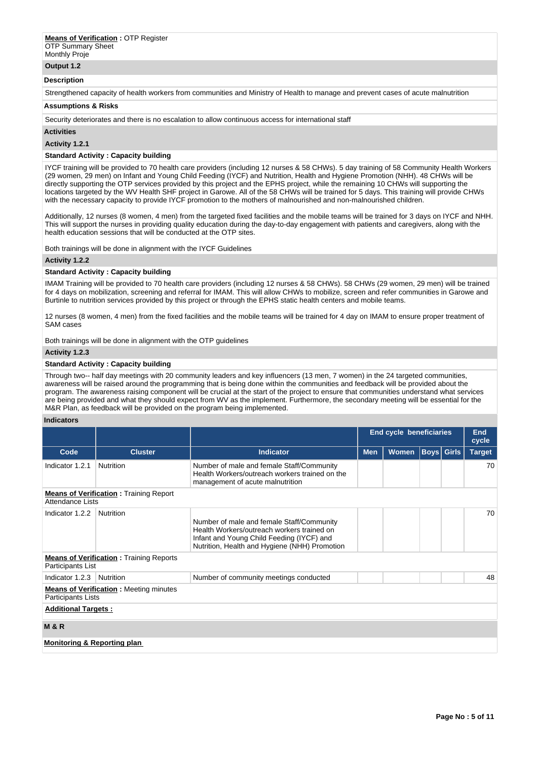**Means of Verification :** OTP Register
OTP Summary Sheet
Monthly Proje

**Output 1.2**

**Description**

Strengthened capacity of health workers from communities and Ministry of Health to manage and prevent cases of acute malnutrition

**Assumptions & Risks**

Security deteriorates and there is no escalation to allow continuous access for international staff

**Activities**

**Activity 1.2.1**

**Standard Activity : Capacity building**

IYCF training will be provided to 70 health care providers (including 12 nurses & 58 CHWs). 5 day training of 58 Community Health Workers (29 women, 29 men) on Infant and Young Child Feeding (IYCF) and Nutrition, Health and Hygiene Promotion (NHH). 48 CHWs will be directly supporting the OTP services provided by this project and the EPHS project, while the remaining 10 CHWs will supporting the locations targeted by the WV Health SHF project in Garowe. All of the 58 CHWs will be trained for 5 days. This training will provide CHWs with the necessary capacity to provide IYCF promotion to the mothers of malnourished and non-malnourished children.

Additionally, 12 nurses (8 women, 4 men) from the targeted fixed facilities and the mobile teams will be trained for 3 days on IYCF and NHH. This will support the nurses in providing quality education during the day-to-day engagement with patients and caregivers, along with the health education sessions that will be conducted at the OTP sites.

Both trainings will be done in alignment with the IYCF Guidelines

**Activity 1.2.2**

**Standard Activity : Capacity building**

IMAM Training will be provided to 70 health care providers (including 12 nurses & 58 CHWs). 58 CHWs (29 women, 29 men) will be trained for 4 days on mobilization, screening and referral for IMAM. This will allow CHWs to mobilize, screen and refer communities in Garowe and Burtinle to nutrition services provided by this project or through the EPHS static health centers and mobile teams.

12 nurses (8 women, 4 men) from the fixed facilities and the mobile teams will be trained for 4 day on IMAM to ensure proper treatment of SAM cases

Both trainings will be done in alignment with the OTP guidelines

**Activity 1.2.3**

**Standard Activity : Capacity building**

Through two-- half day meetings with 20 community leaders and key influencers (13 men, 7 women) in the 24 targeted communities, awareness will be raised around the programming that is being done within the communities and feedback will be provided about the program. The awareness raising component will be crucial at the start of the project to ensure that communities understand what services are being provided and what they should expect from WV as the implement. Furthermore, the secondary meeting will be essential for the M&R Plan, as feedback will be provided on the program being implemented.

**Indicators**

| | | | End cycle beneficiaries | | | | End cycle |
|---|---|---|---|---|---|---|---|
| **Code** | **Cluster** | **Indicator** | **Men** | **Women** | **Boys** | **Girls** | **Target** |
| Indicator 1.2.1 | Nutrition | Number of male and female Staff/Community Health Workers/outreach workers trained on the management of acute malnutrition | | | | | 70 |
| **Means of Verification :** Training Report<br>Attendance Lists | | | | | | | |
| Indicator 1.2.2 | Nutrition | Number of male and female Staff/Community Health Workers/outreach workers trained on Infant and Young Child Feeding (IYCF) and Nutrition, Health and Hygiene (NHH) Promotion | | | | | 70 |
| **Means of Verification :** Training Reports<br>Participants List | | | | | | | |
| Indicator 1.2.3 | Nutrition | Number of community meetings conducted | | | | | 48 |
| **Means of Verification :** Meeting minutes<br>Participants Lists | | | | | | | |

**Additional Targets :**

**M & R**

**Monitoring & Reporting plan**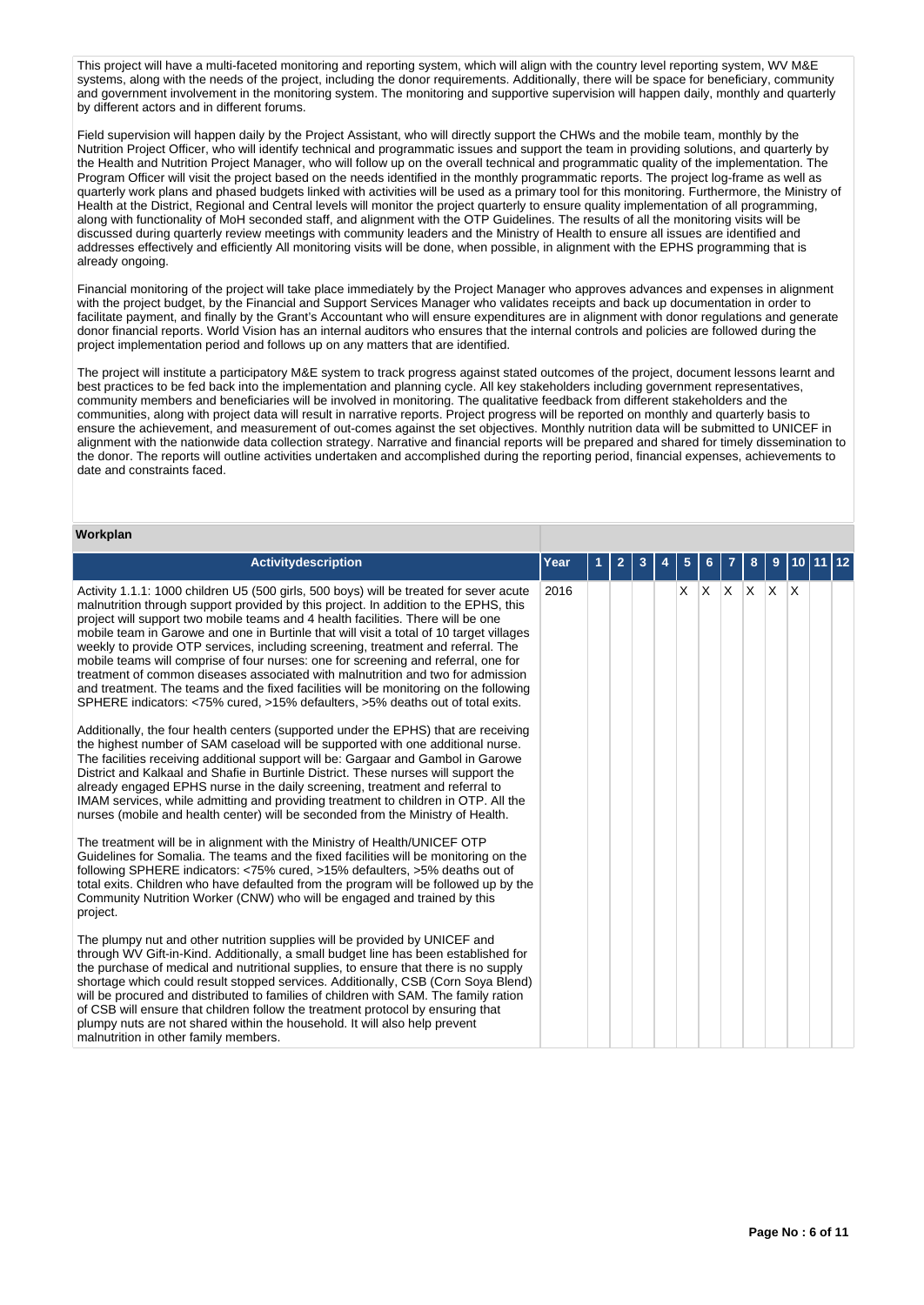This project will have a multi-faceted monitoring and reporting system, which will align with the country level reporting system, WV M&E systems, along with the needs of the project, including the donor requirements. Additionally, there will be space for beneficiary, community and government involvement in the monitoring system. The monitoring and supportive supervision will happen daily, monthly and quarterly by different actors and in different forums.

Field supervision will happen daily by the Project Assistant, who will directly support the CHWs and the mobile team, monthly by the Nutrition Project Officer, who will identify technical and programmatic issues and support the team in providing solutions, and quarterly by the Health and Nutrition Project Manager, who will follow up on the overall technical and programmatic quality of the implementation. The Program Officer will visit the project based on the needs identified in the monthly programmatic reports. The project log-frame as well as quarterly work plans and phased budgets linked with activities will be used as a primary tool for this monitoring. Furthermore, the Ministry of Health at the District, Regional and Central levels will monitor the project quarterly to ensure quality implementation of all programming, along with functionality of MoH seconded staff, and alignment with the OTP Guidelines. The results of all the monitoring visits will be discussed during quarterly review meetings with community leaders and the Ministry of Health to ensure all issues are identified and addresses effectively and efficiently All monitoring visits will be done, when possible, in alignment with the EPHS programming that is already ongoing.

Financial monitoring of the project will take place immediately by the Project Manager who approves advances and expenses in alignment with the project budget, by the Financial and Support Services Manager who validates receipts and back up documentation in order to facilitate payment, and finally by the Grant's Accountant who will ensure expenditures are in alignment with donor regulations and generate donor financial reports. World Vision has an internal auditors who ensures that the internal controls and policies are followed during the project implementation period and follows up on any matters that are identified.

The project will institute a participatory M&E system to track progress against stated outcomes of the project, document lessons learnt and best practices to be fed back into the implementation and planning cycle. All key stakeholders including government representatives, community members and beneficiaries will be involved in monitoring. The qualitative feedback from different stakeholders and the communities, along with project data will result in narrative reports. Project progress will be reported on monthly and quarterly basis to ensure the achievement, and measurement of out-comes against the set objectives. Monthly nutrition data will be submitted to UNICEF in alignment with the nationwide data collection strategy. Narrative and financial reports will be prepared and shared for timely dissemination to the donor. The reports will outline activities undertaken and accomplished during the reporting period, financial expenses, achievements to date and constraints faced.

**Workplan**

| Activitydescription | Year | 1 | 2 | 3 | 4 | 5 | 6 | 7 | 8 | 9 | 10 | 11 | 12 |
|---|---|---|---|---|---|---|---|---|---|---|---|---|---|
| Activity 1.1.1: 1000 children U5 (500 girls, 500 boys) will be treated for sever acute malnutrition through support provided by this project. In addition to the EPHS, this project will support two mobile teams and 4 health facilities. There will be one mobile team in Garowe and one in Burtinle that will visit a total of 10 target villages weekly to provide OTP services, including screening, treatment and referral. The mobile teams will comprise of four nurses: one for screening and referral, one for treatment of common diseases associated with malnutrition and two for admission and treatment. The teams and the fixed facilities will be monitoring on the following SPHERE indicators: <75% cured, >15% defaulters, >5% deaths out of total exits.<br><br>Additionally, the four health centers (supported under the EPHS) that are receiving the highest number of SAM caseload will be supported with one additional nurse. The facilities receiving additional support will be: Gargaar and Gambol in Garowe District and Kalkaal and Shafie in Burtinle District. These nurses will support the already engaged EPHS nurse in the daily screening, treatment and referral to IMAM services, while admitting and providing treatment to children in OTP. All the nurses (mobile and health center) will be seconded from the Ministry of Health.<br><br>The treatment will be in alignment with the Ministry of Health/UNICEF OTP Guidelines for Somalia. The teams and the fixed facilities will be monitoring on the following SPHERE indicators: <75% cured, >15% defaulters, >5% deaths out of total exits. Children who have defaulted from the program will be followed up by the Community Nutrition Worker (CNW) who will be engaged and trained by this project.<br><br>The plumpy nut and other nutrition supplies will be provided by UNICEF and through WV Gift-in-Kind. Additionally, a small budget line has been established for the purchase of medical and nutritional supplies, to ensure that there is no supply shortage which could result stopped services. Additionally, CSB (Corn Soya Blend) will be procured and distributed to families of children with SAM. The family ration of CSB will ensure that children follow the treatment protocol by ensuring that plumpy nuts are not shared within the household. It will also help prevent malnutrition in other family members. | 2016 | | | | | X | X | X | X | X | X | | |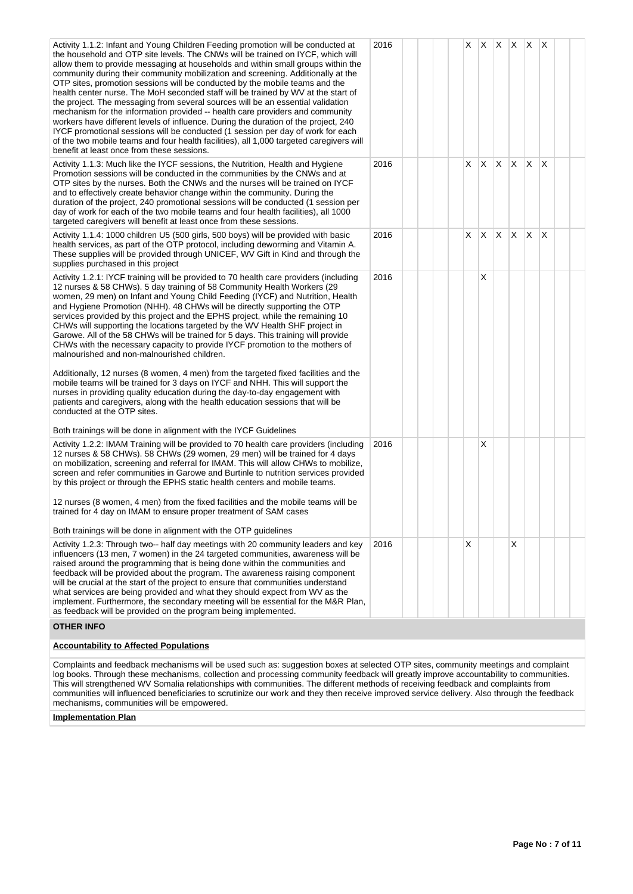| | | | | | | | | | | | | | |
|---|---|---|---|---|---|---|---|---|---|---|---|---|---|
| Activity 1.1.2: Infant and Young Children Feeding promotion will be conducted at the household and OTP site levels. The CNWs will be trained on IYCF, which will allow them to provide messaging at households and within small groups within the community during their community mobilization and screening. Additionally at the OTP sites, promotion sessions will be conducted by the mobile teams and the health center nurse. The MoH seconded staff will be trained by WV at the start of the project. The messaging from several sources will be an essential validation mechanism for the information provided -- health care providers and community workers have different levels of influence. During the duration of the project, 240 IYCF promotional sessions will be conducted (1 session per day of work for each of the two mobile teams and four health facilities), all 1,000 targeted caregivers will benefit at least once from these sessions. | 2016 | | | | | X | X | X | X | X | X | | |
| Activity 1.1.3: Much like the IYCF sessions, the Nutrition, Health and Hygiene Promotion sessions will be conducted in the communities by the CNWs and at OTP sites by the nurses. Both the CNWs and the nurses will be trained on IYCF and to effectively create behavior change within the community. During the duration of the project, 240 promotional sessions will be conducted (1 session per day of work for each of the two mobile teams and four health facilities), all 1000 targeted caregivers will benefit at least once from these sessions. | 2016 | | | | | X | X | X | X | X | X | | |
| Activity 1.1.4: 1000 children U5 (500 girls, 500 boys) will be provided with basic health services, as part of the OTP protocol, including deworming and Vitamin A. These supplies will be provided through UNICEF, WV Gift in Kind and through the supplies purchased in this project | 2016 | | | | | X | X | X | X | X | X | | |
| Activity 1.2.1: IYCF training will be provided to 70 health care providers (including 12 nurses & 58 CHWs). 5 day training of 58 Community Health Workers (29 women, 29 men) on Infant and Young Child Feeding (IYCF) and Nutrition, Health and Hygiene Promotion (NHH). 48 CHWs will be directly supporting the OTP services provided by this project and the EPHS project, while the remaining 10 CHWs will supporting the locations targeted by the WV Health SHF project in Garowe. All of the 58 CHWs will be trained for 5 days. This training will provide CHWs with the necessary capacity to provide IYCF promotion to the mothers of malnourished and non-malnourished children.<br><br>Additionally, 12 nurses (8 women, 4 men) from the targeted fixed facilities and the mobile teams will be trained for 3 days on IYCF and NHH. This will support the nurses in providing quality education during the day-to-day engagement with patients and caregivers, along with the health education sessions that will be conducted at the OTP sites.<br><br>Both trainings will be done in alignment with the IYCF Guidelines | 2016 | | | | | | X | | | | | | |
| Activity 1.2.2: IMAM Training will be provided to 70 health care providers (including 12 nurses & 58 CHWs). 58 CHWs (29 women, 29 men) will be trained for 4 days on mobilization, screening and referral for IMAM. This will allow CHWs to mobilize, screen and refer communities in Garowe and Burtinle to nutrition services provided by this project or through the EPHS static health centers and mobile teams.<br><br>12 nurses (8 women, 4 men) from the fixed facilities and the mobile teams will be trained for 4 day on IMAM to ensure proper treatment of SAM cases<br><br>Both trainings will be done in alignment with the OTP guidelines | 2016 | | | | | | X | | | | | | |
| Activity 1.2.3: Through two-- half day meetings with 20 community leaders and key influencers (13 men, 7 women) in the 24 targeted communities, awareness will be raised around the programming that is being done within the communities and feedback will be provided about the program. The awareness raising component will be crucial at the start of the project to ensure that communities understand what services are being provided and what they should expect from WV as the implement. Furthermore, the secondary meeting will be essential for the M&R Plan, as feedback will be provided on the program being implemented. | 2016 | | | | | X | | | X | | | | |

**OTHER INFO**

**Accountability to Affected Populations**

Complaints and feedback mechanisms will be used such as: suggestion boxes at selected OTP sites, community meetings and complaint log books. Through these mechanisms, collection and processing community feedback will greatly improve accountability to communities. This will strengthened WV Somalia relationships with communities. The different methods of receiving feedback and complaints from communities will influenced beneficiaries to scrutinize our work and they then receive improved service delivery. Also through the feedback mechanisms, communities will be empowered.

**Implementation Plan**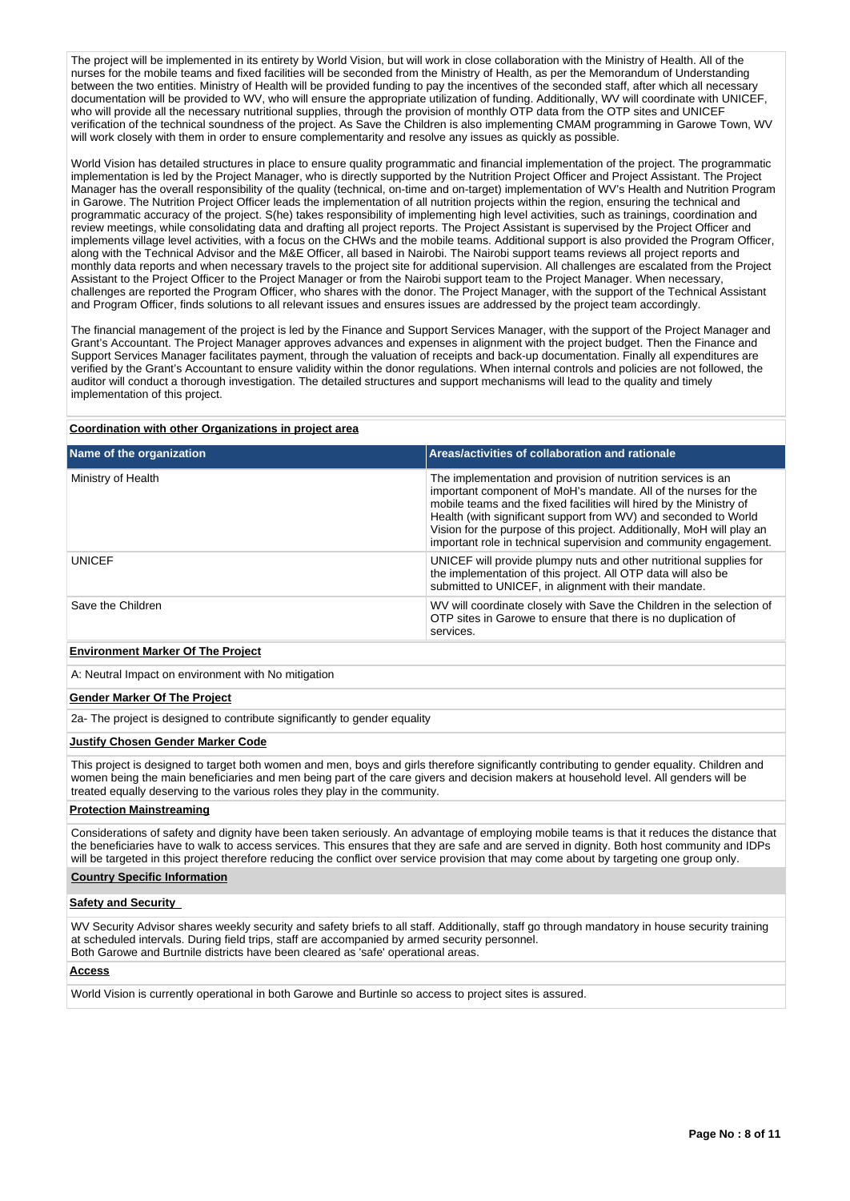The project will be implemented in its entirety by World Vision, but will work in close collaboration with the Ministry of Health. All of the nurses for the mobile teams and fixed facilities will be seconded from the Ministry of Health, as per the Memorandum of Understanding between the two entities. Ministry of Health will be provided funding to pay the incentives of the seconded staff, after which all necessary documentation will be provided to WV, who will ensure the appropriate utilization of funding. Additionally, WV will coordinate with UNICEF, who will provide all the necessary nutritional supplies, through the provision of monthly OTP data from the OTP sites and UNICEF verification of the technical soundness of the project. As Save the Children is also implementing CMAM programming in Garowe Town, WV will work closely with them in order to ensure complementarity and resolve any issues as quickly as possible.

World Vision has detailed structures in place to ensure quality programmatic and financial implementation of the project. The programmatic implementation is led by the Project Manager, who is directly supported by the Nutrition Project Officer and Project Assistant. The Project Manager has the overall responsibility of the quality (technical, on-time and on-target) implementation of WV's Health and Nutrition Program in Garowe. The Nutrition Project Officer leads the implementation of all nutrition projects within the region, ensuring the technical and programmatic accuracy of the project. S(he) takes responsibility of implementing high level activities, such as trainings, coordination and review meetings, while consolidating data and drafting all project reports. The Project Assistant is supervised by the Project Officer and implements village level activities, with a focus on the CHWs and the mobile teams. Additional support is also provided the Program Officer, along with the Technical Advisor and the M&E Officer, all based in Nairobi. The Nairobi support teams reviews all project reports and monthly data reports and when necessary travels to the project site for additional supervision. All challenges are escalated from the Project Assistant to the Project Officer to the Project Manager or from the Nairobi support team to the Project Manager. When necessary, challenges are reported the Program Officer, who shares with the donor. The Project Manager, with the support of the Technical Assistant and Program Officer, finds solutions to all relevant issues and ensures issues are addressed by the project team accordingly.

The financial management of the project is led by the Finance and Support Services Manager, with the support of the Project Manager and Grant's Accountant. The Project Manager approves advances and expenses in alignment with the project budget. Then the Finance and Support Services Manager facilitates payment, through the valuation of receipts and back-up documentation. Finally all expenditures are verified by the Grant's Accountant to ensure validity within the donor regulations. When internal controls and policies are not followed, the auditor will conduct a thorough investigation. The detailed structures and support mechanisms will lead to the quality and timely implementation of this project.

**Coordination with other Organizations in project area**

| Name of the organization | Areas/activities of collaboration and rationale |
|---|---|
| Ministry of Health | The implementation and provision of nutrition services is an important component of MoH's mandate. All of the nurses for the mobile teams and the fixed facilities will hired by the Ministry of Health (with significant support from WV) and seconded to World Vision for the purpose of this project. Additionally, MoH will play an important role in technical supervision and community engagement. |
| UNICEF | UNICEF will provide plumpy nuts and other nutritional supplies for the implementation of this project. All OTP data will also be submitted to UNICEF, in alignment with their mandate. |
| Save the Children | WV will coordinate closely with Save the Children in the selection of OTP sites in Garowe to ensure that there is no duplication of services. |

**Environment Marker Of The Project**

A: Neutral Impact on environment with No mitigation

**Gender Marker Of The Project**

2a- The project is designed to contribute significantly to gender equality

**Justify Chosen Gender Marker Code**

This project is designed to target both women and men, boys and girls therefore significantly contributing to gender equality. Children and women being the main beneficiaries and men being part of the care givers and decision makers at household level. All genders will be treated equally deserving to the various roles they play in the community.

**Protection Mainstreaming**

Considerations of safety and dignity have been taken seriously. An advantage of employing mobile teams is that it reduces the distance that the beneficiaries have to walk to access services. This ensures that they are safe and are served in dignity. Both host community and IDPs will be targeted in this project therefore reducing the conflict over service provision that may come about by targeting one group only.

**Country Specific Information**

**Safety and Security**

WV Security Advisor shares weekly security and safety briefs to all staff. Additionally, staff go through mandatory in house security training at scheduled intervals. During field trips, staff are accompanied by armed security personnel.
Both Garowe and Burtnile districts have been cleared as 'safe' operational areas.

**Access**

World Vision is currently operational in both Garowe and Burtinle so access to project sites is assured.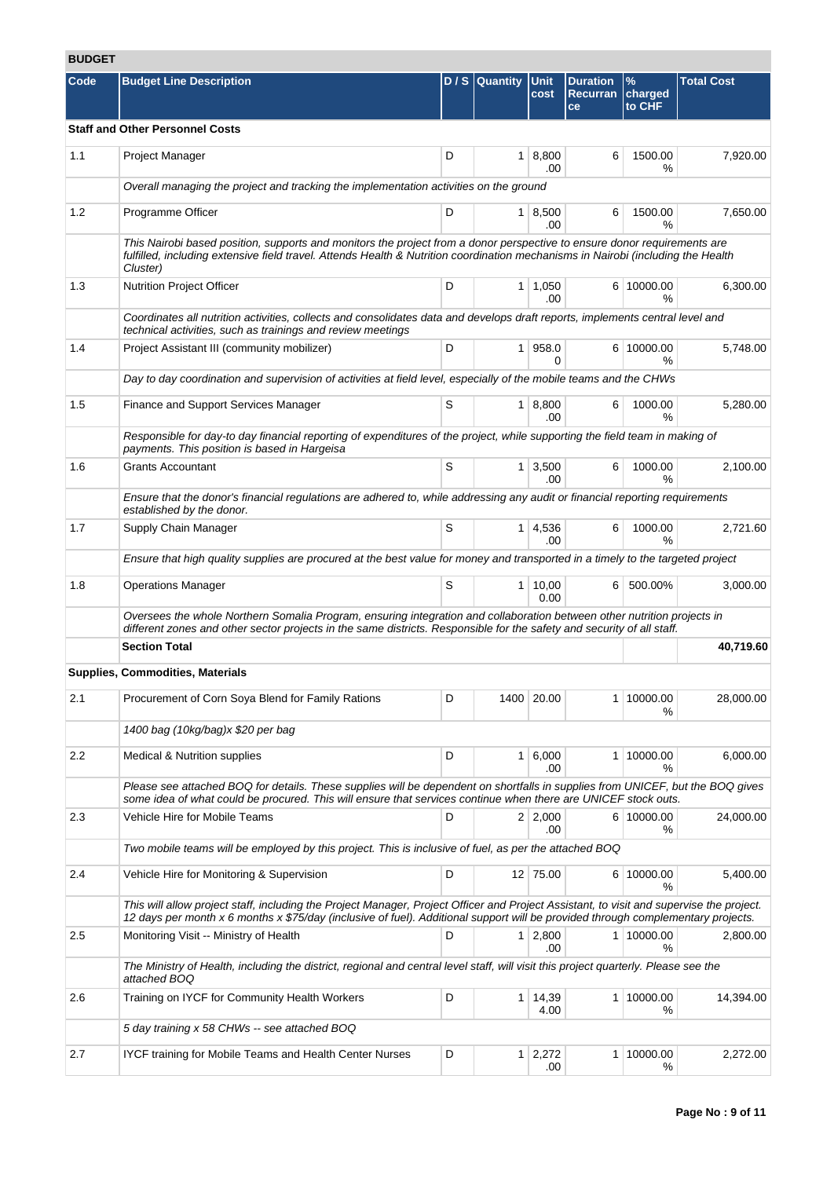## BUDGET

| Code | Budget Line Description | D / S | Quantity | Unit cost | Duration Recurrance | % charged to CHF | Total Cost |
|---|---|---|---|---|---|---|---|
| **Staff and Other Personnel Costs** | | | | | | | |
| 1.1 | Project Manager | D | 1 | 8,800.00 | 6 | 1500.00 % | 7,920.00 |
| | *Overall managing the project and tracking the implementation activities on the ground* | | | | | | |
| 1.2 | Programme Officer | D | 1 | 8,500.00 | 6 | 1500.00 % | 7,650.00 |
| | *This Nairobi based position, supports and monitors the project from a donor perspective to ensure donor requirements are fulfilled, including extensive field travel. Attends Health & Nutrition coordination mechanisms in Nairobi (including the Health Cluster)* | | | | | | |
| 1.3 | Nutrition Project Officer | D | 1 | 1,050.00 | 6 | 10000.00 % | 6,300.00 |
| | *Coordinates all nutrition activities, collects and consolidates data and develops draft reports, implements central level and technical activities, such as trainings and review meetings* | | | | | | |
| 1.4 | Project Assistant III (community mobilizer) | D | 1 | 958.00 | 6 | 10000.00 % | 5,748.00 |
| | *Day to day coordination and supervision of activities at field level, especially of the mobile teams and the CHWs* | | | | | | |
| 1.5 | Finance and Support Services Manager | S | 1 | 8,800.00 | 6 | 1000.00 % | 5,280.00 |
| | *Responsible for day-to day financial reporting of expenditures of the project, while supporting the field team in making of payments. This position is based in Hargeisa* | | | | | | |
| 1.6 | Grants Accountant | S | 1 | 3,500.00 | 6 | 1000.00 % | 2,100.00 |
| | *Ensure that the donor's financial regulations are adhered to, while addressing any audit or financial reporting requirements established by the donor.* | | | | | | |
| 1.7 | Supply Chain Manager | S | 1 | 4,536.00 | 6 | 1000.00 % | 2,721.60 |
| | *Ensure that high quality supplies are procured at the best value for money and transported in a timely to the targeted project* | | | | | | |
| 1.8 | Operations Manager | S | 1 | 10,000.00 | 6 | 500.00% | 3,000.00 |
| | *Oversees the whole Northern Somalia Program, ensuring integration and collaboration between other nutrition projects in different zones and other sector projects in the same districts. Responsible for the safety and security of all staff.* | | | | | | |
| | **Section Total** | | | | | | **40,719.60** |
| **Supplies, Commodities, Materials** | | | | | | | |
| 2.1 | Procurement of Corn Soya Blend for Family Rations | D | 1400 | 20.00 | 1 | 10000.00 % | 28,000.00 |
| | *1400 bag (10kg/bag)x $20 per bag* | | | | | | |
| 2.2 | Medical & Nutrition supplies | D | 1 | 6,000.00 | 1 | 10000.00 % | 6,000.00 |
| | *Please see attached BOQ for details. These supplies will be dependent on shortfalls in supplies from UNICEF, but the BOQ gives some idea of what could be procured. This will ensure that services continue when there are UNICEF stock outs.* | | | | | | |
| 2.3 | Vehicle Hire for Mobile Teams | D | 2 | 2,000.00 | 6 | 10000.00 % | 24,000.00 |
| | *Two mobile teams will be employed by this project. This is inclusive of fuel, as per the attached BOQ* | | | | | | |
| 2.4 | Vehicle Hire for Monitoring & Supervision | D | 12 | 75.00 | 6 | 10000.00 % | 5,400.00 |
| | *This will allow project staff, including the Project Manager, Project Officer and Project Assistant, to visit and supervise the project. 12 days per month x 6 months x $75/day (inclusive of fuel). Additional support will be provided through complementary projects.* | | | | | | |
| 2.5 | Monitoring Visit -- Ministry of Health | D | 1 | 2,800.00 | 1 | 10000.00 % | 2,800.00 |
| | *The Ministry of Health, including the district, regional and central level staff, will visit this project quarterly. Please see the attached BOQ* | | | | | | |
| 2.6 | Training on IYCF for Community Health Workers | D | 1 | 14,394.00 | 1 | 10000.00 % | 14,394.00 |
| | *5 day training x 58 CHWs -- see attached BOQ* | | | | | | |
| 2.7 | IYCF training for Mobile Teams and Health Center Nurses | D | 1 | 2,272.00 | 1 | 10000.00 % | 2,272.00 |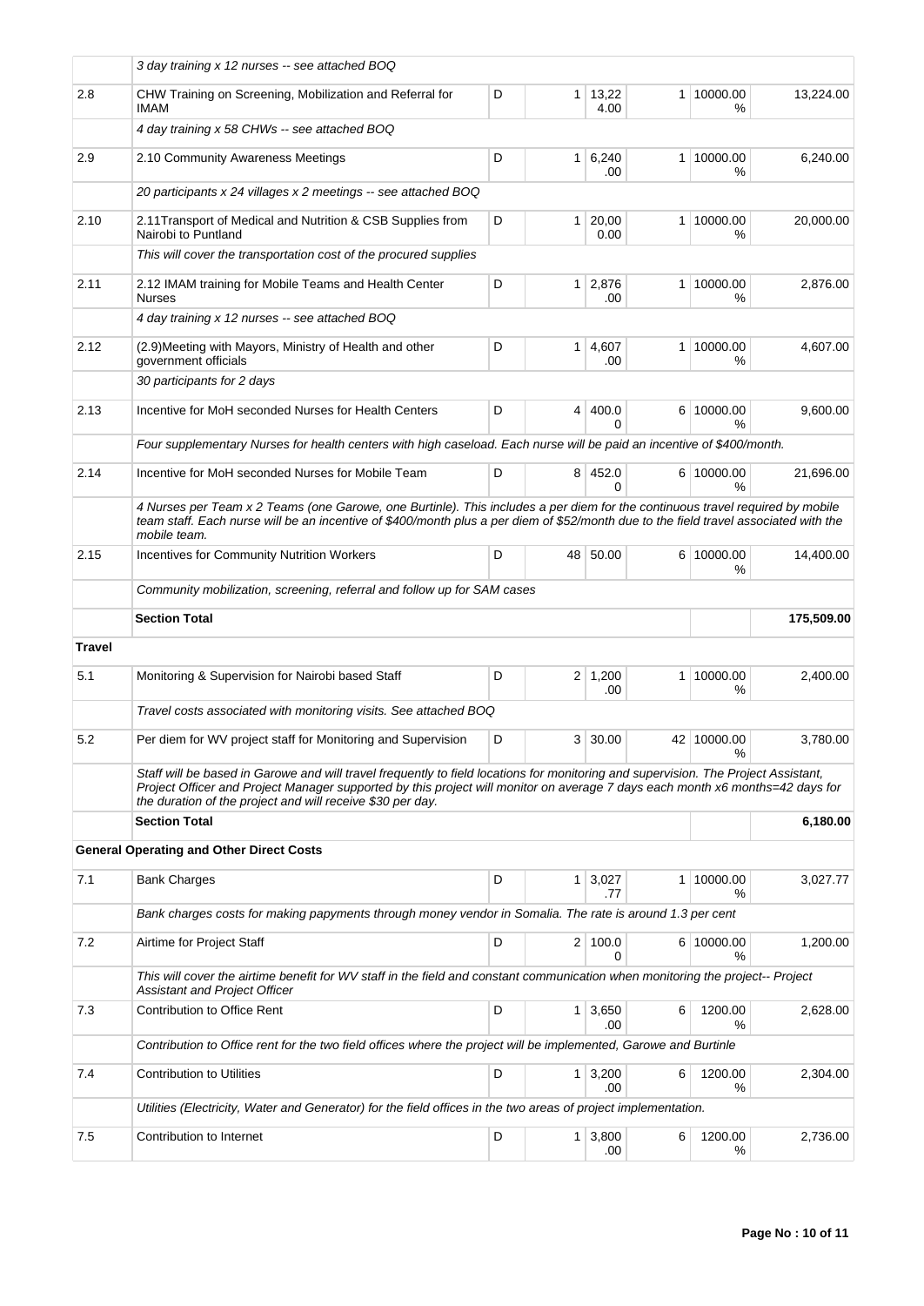| | | | | | | | |
|---|---|---|---|---|---|---|---|
| | *3 day training x 12 nurses -- see attached BOQ* | | | | | | |
| 2.8 | CHW Training on Screening, Mobilization and Referral for IMAM | D | 1 | 13,224.00 | 1 | 10000.00 % | 13,224.00 |
| | *4 day training x 58 CHWs -- see attached BOQ* | | | | | | |
| 2.9 | 2.10 Community Awareness Meetings | D | 1 | 6,240.00 | 1 | 10000.00 % | 6,240.00 |
| | *20 participants x 24 villages x 2 meetings -- see attached BOQ* | | | | | | |
| 2.10 | 2.11Transport of Medical and Nutrition & CSB Supplies from Nairobi to Puntland | D | 1 | 20,000.00 | 1 | 10000.00 % | 20,000.00 |
| | *This will cover the transportation cost of the procured supplies* | | | | | | |
| 2.11 | 2.12 IMAM training for Mobile Teams and Health Center Nurses | D | 1 | 2,876.00 | 1 | 10000.00 % | 2,876.00 |
| | *4 day training x 12 nurses -- see attached BOQ* | | | | | | |
| 2.12 | (2.9)Meeting with Mayors, Ministry of Health and other government officials | D | 1 | 4,607.00 | 1 | 10000.00 % | 4,607.00 |
| | *30 participants for 2 days* | | | | | | |
| 2.13 | Incentive for MoH seconded Nurses for Health Centers | D | 4 | 400.00 | 6 | 10000.00 % | 9,600.00 |
| | *Four supplementary Nurses for health centers with high caseload. Each nurse will be paid an incentive of $400/month.* | | | | | | |
| 2.14 | Incentive for MoH seconded Nurses for Mobile Team | D | 8 | 452.00 | 6 | 10000.00 % | 21,696.00 |
| | *4 Nurses per Team x 2 Teams (one Garowe, one Burtinle). This includes a per diem for the continuous travel required by mobile team staff. Each nurse will be an incentive of $400/month plus a per diem of $52/month due to the field travel associated with the mobile team.* | | | | | | |
| 2.15 | Incentives for Community Nutrition Workers | D | 48 | 50.00 | 6 | 10000.00 % | 14,400.00 |
| | *Community mobilization, screening, referral and follow up for SAM cases* | | | | | | |
| | **Section Total** | | | | | | **175,509.00** |
| **Travel** | | | | | | | |
| 5.1 | Monitoring & Supervision for Nairobi based Staff | D | 2 | 1,200.00 | 1 | 10000.00 % | 2,400.00 |
| | *Travel costs associated with monitoring visits. See attached BOQ* | | | | | | |
| 5.2 | Per diem for WV project staff for Monitoring and Supervision | D | 3 | 30.00 | 42 | 10000.00 % | 3,780.00 |
| | *Staff will be based in Garowe and will travel frequently to field locations for monitoring and supervision. The Project Assistant, Project Officer and Project Manager supported by this project will monitor on average 7 days each month x6 months=42 days for the duration of the project and will receive $30 per day.* | | | | | | |
| | **Section Total** | | | | | | **6,180.00** |
| **General Operating and Other Direct Costs** | | | | | | | |
| 7.1 | Bank Charges | D | 1 | 3,027.77 | 1 | 10000.00 % | 3,027.77 |
| | *Bank charges costs for making papyments through money vendor in Somalia. The rate is around 1.3 per cent* | | | | | | |
| 7.2 | Airtime for Project Staff | D | 2 | 100.00 | 6 | 10000.00 % | 1,200.00 |
| | *This will cover the airtime benefit for WV staff in the field and constant communication when monitoring the project-- Project Assistant and Project Officer* | | | | | | |
| 7.3 | Contribution to Office Rent | D | 1 | 3,650.00 | 6 | 1200.00 % | 2,628.00 |
| | *Contribution to Office rent for the two field offices where the project will be implemented, Garowe and Burtinle* | | | | | | |
| 7.4 | Contribution to Utilities | D | 1 | 3,200.00 | 6 | 1200.00 % | 2,304.00 |
| | *Utilities (Electricity, Water and Generator) for the field offices in the two areas of project implementation.* | | | | | | |
| 7.5 | Contribution to Internet | D | 1 | 3,800.00 | 6 | 1200.00 % | 2,736.00 |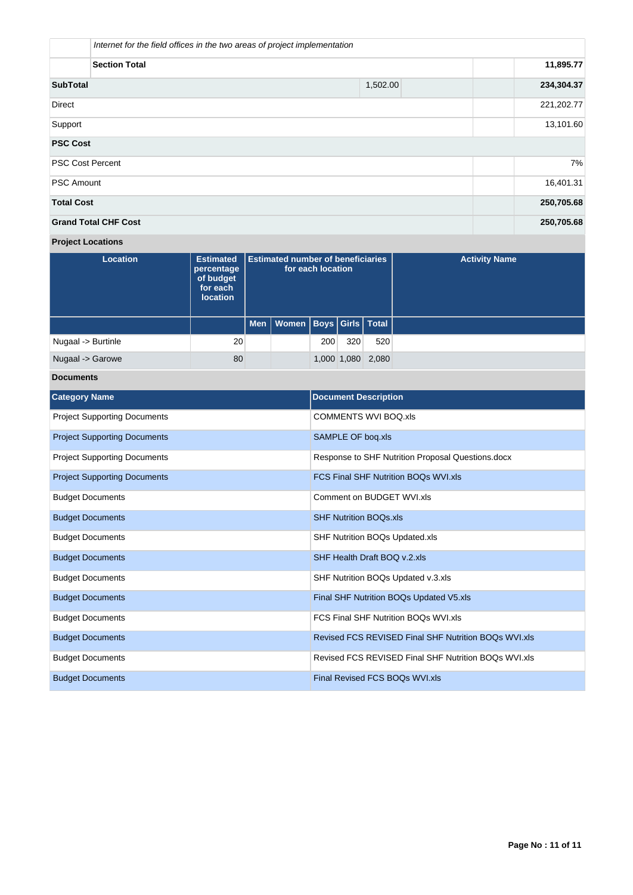| | | | | | |
|---|---|---|---|---|---|
| | *Internet for the field offices in the two areas of project implementation* | | | | |
| | **Section Total** | | | | **11,895.77** |
| **SubTotal** | | 1,502.00 | | | **234,304.37** |
| Direct | | | | | 221,202.77 |
| Support | | | | | 13,101.60 |
| **PSC Cost** | | | | | |
| PSC Cost Percent | | | | | 7% |
| PSC Amount | | | | | 16,401.31 |
| **Total Cost** | | | | | **250,705.68** |
| **Grand Total CHF Cost** | | | | | **250,705.68** |

**Project Locations**

| Location | Estimated percentage of budget for each location | Estimated number of beneficiaries for each location | | | | | Activity Name |
|---|---|---|---|---|---|---|---|
| | | Men | Women | Boys | Girls | Total | |
| Nugaal -> Burtinle | 20 | | | 200 | 320 | 520 | |
| Nugaal -> Garowe | 80 | | | 1,000 | 1,080 | 2,080 | |

**Documents**

| Category Name | Document Description |
|---|---|
| Project Supporting Documents | COMMENTS WVI BOQ.xls |
| Project Supporting Documents | SAMPLE OF boq.xls |
| Project Supporting Documents | Response to SHF Nutrition Proposal Questions.docx |
| Project Supporting Documents | FCS Final SHF Nutrition BOQs WVI.xls |
| Budget Documents | Comment on BUDGET WVI.xls |
| Budget Documents | SHF Nutrition BOQs.xls |
| Budget Documents | SHF Nutrition BOQs Updated.xls |
| Budget Documents | SHF Health Draft BOQ v.2.xls |
| Budget Documents | SHF Nutrition BOQs Updated v.3.xls |
| Budget Documents | Final SHF Nutrition BOQs Updated V5.xls |
| Budget Documents | FCS Final SHF Nutrition BOQs WVI.xls |
| Budget Documents | Revised FCS REVISED Final SHF Nutrition BOQs WVI.xls |
| Budget Documents | Revised FCS REVISED Final SHF Nutrition BOQs WVI.xls |
| Budget Documents | Final Revised FCS BOQs WVI.xls |